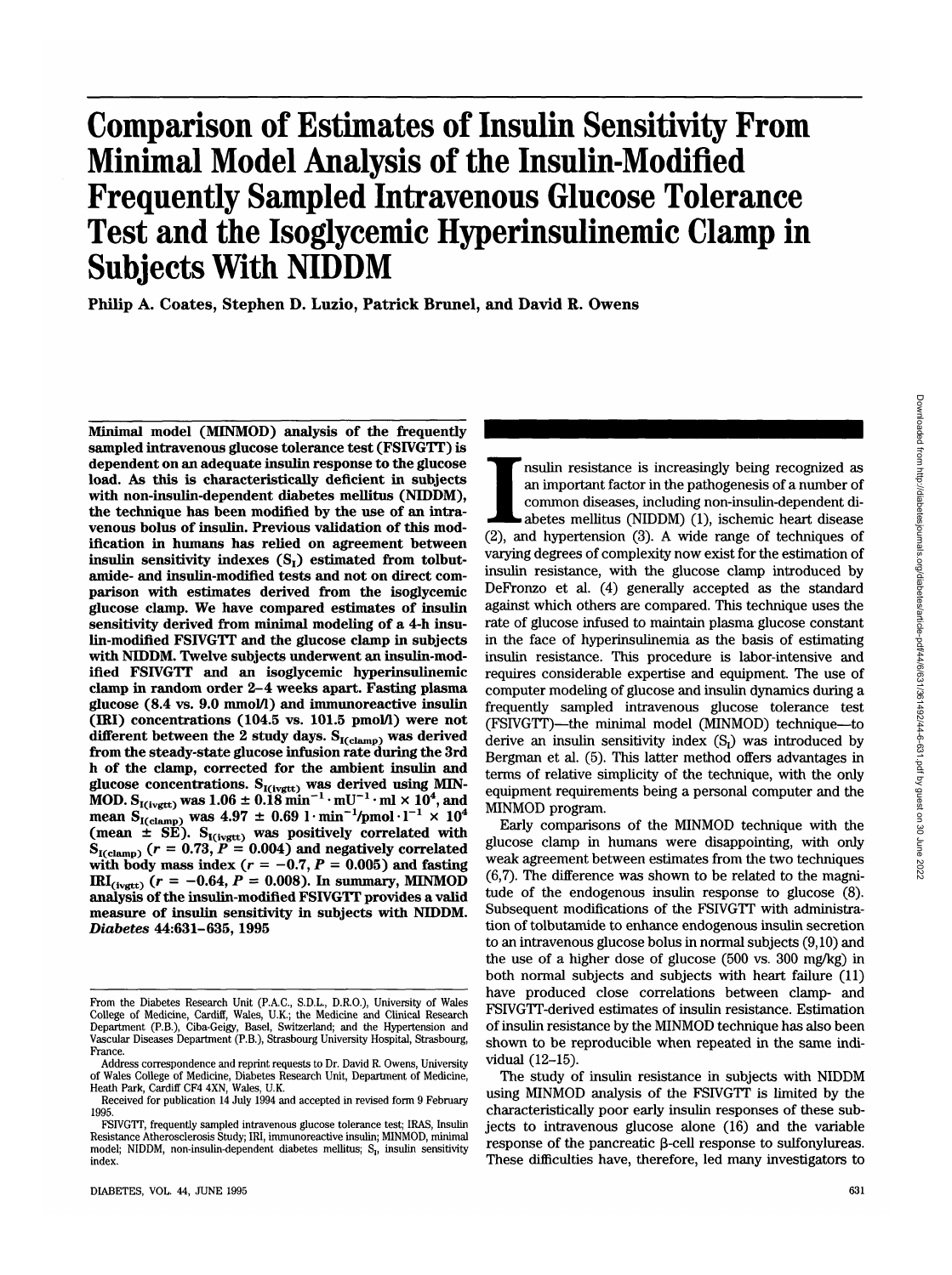# Comparison of Estimates of Insulin Sensitivity From Minimal Model Analysis of the Insulin-Modified Frequently Sampled Intravenous Glucose Tolerance Test and the Isoglycemic Hyperinsulinemic Clamp in Subjects With NIDDM

**Philip A. Coates, Stephen D. Luzio, Patrick Brunel, and David R. Owens**

**Minimal model (MINMOD) analysis of the frequently sampled intravenous glucose tolerance test (FSIVGTT) is dependent on an adequate insulin response to the glucose load. As this is characteristically deficient in subjects with non-insulin-dependent diabetes mellitus (NIDDM), the technique has been modified by the use of an intravenous bolus of insulin. Previous validation of this modification in humans has relied on agreement between insulin sensitivity indexes ($S_I$) estimated from tolbutamide- and insulin-modified tests and not on direct comparison with estimates derived from the isoglycemic glucose clamp. We have compared estimates of insulin sensitivity derived from minimal modeling of a 4-h insulin-modified FSIVGTT and the glucose clamp in subjects with NIDDM. Twelve subjects underwent an insulin-modified FSIVGTT and an isoglycemic hyperinsulinemic clamp in random order 2–4 weeks apart. Fasting plasma glucose (8.4 vs. 9.0 mmol/l) and immunoreactive insulin (IRI) concentrations (104.5 vs. 101.5 pmol/l) were not different between the 2 study days. $S_{I(clamp)}$ was derived from the steady-state glucose infusion rate during the 3rd h of the clamp, corrected for the ambient insulin and glucose concentrations. $S_{I(ivgtt)}$ was derived using MINMOD. $S_{I(ivgtt)}$ was $1.06 \pm 0.18$ $min^{-1} \cdot mU^{-1} \cdot ml \times 10^4$, and mean $S_{I(clamp)}$ was $4.97 \pm 0.69$ $l \cdot min^{-1}/pmol \cdot l^{-1} \times 10^4$ (mean ± SE). $S_{I(ivgtt)}$ was positively correlated with $S_{I(clamp)}$ ($r = 0.73$, $P = 0.004$) and negatively correlated with body mass index ($r = -0.7$, $P = 0.005$) and fasting $IRI_{(ivgtt)}$ ($r = -0.64$, $P = 0.008$). In summary, MINMOD analysis of the insulin-modified FSIVGTT provides a valid measure of insulin sensitivity in subjects with NIDDM. *Diabetes* 44:631–635, 1995**

From the Diabetes Research Unit (P.A.C., S.D.L., D.R.O.), University of Wales College of Medicine, Cardiff, Wales, U.K.; the Medicine and Clinical Research Department (P.B.), Ciba-Geigy, Basel, Switzerland; and the Hypertension and Vascular Diseases Department (P.B.), Strasbourg University Hospital, Strasbourg, France.

Address correspondence and reprint requests to Dr. David R. Owens, University of Wales College of Medicine, Diabetes Research Unit, Department of Medicine, Heath Park, Cardiff CF4 4XN, Wales, U.K.

Received for publication 14 July 1994 and accepted in revised form 9 February 1995.

FSIVGTT, frequently sampled intravenous glucose tolerance test; IRAS, Insulin Resistance Atherosclerosis Study; IRI, immunoreactive insulin; MINMOD, minimal model; NIDDM, non-insulin-dependent diabetes mellitus; $S_I$, insulin sensitivity index.

Insulin resistance is increasingly being recognized as an important factor in the pathogenesis of a number of common diseases, including non-insulin-dependent diabetes mellitus (NIDDM) (1), ischemic heart disease (2), and hypertension (3). A wide range of techniques of varying degrees of complexity now exist for the estimation of insulin resistance, with the glucose clamp introduced by DeFronzo et al. (4) generally accepted as the standard against which others are compared. This technique uses the rate of glucose infused to maintain plasma glucose constant in the face of hyperinsulinemia as the basis of estimating insulin resistance. This procedure is labor-intensive and requires considerable expertise and equipment. The use of computer modeling of glucose and insulin dynamics during a frequently sampled intravenous glucose tolerance test (FSIVGTT)—the minimal model (MINMOD) technique—to derive an insulin sensitivity index ($S_I$) was introduced by Bergman et al. (5). This latter method offers advantages in terms of relative simplicity of the technique, with the only equipment requirements being a personal computer and the MINMOD program.

Early comparisons of the MINMOD technique with the glucose clamp in humans were disappointing, with only weak agreement between estimates from the two techniques (6,7). The difference was shown to be related to the magnitude of the endogenous insulin response to glucose (8). Subsequent modifications of the FSIVGTT with administration of tolbutamide to enhance endogenous insulin secretion to an intravenous glucose bolus in normal subjects (9,10) and the use of a higher dose of glucose (500 vs. 300 mg/kg) in both normal subjects and subjects with heart failure (11) have produced close correlations between clamp- and FSIVGTT-derived estimates of insulin resistance. Estimation of insulin resistance by the MINMOD technique has also been shown to be reproducible when repeated in the same individual (12–15).

The study of insulin resistance in subjects with NIDDM using MINMOD analysis of the FSIVGTT is limited by the characteristically poor early insulin responses of these subjects to intravenous glucose alone (16) and the variable response of the pancreatic β-cell response to sulfonylureas. These difficulties have, therefore, led many investigators to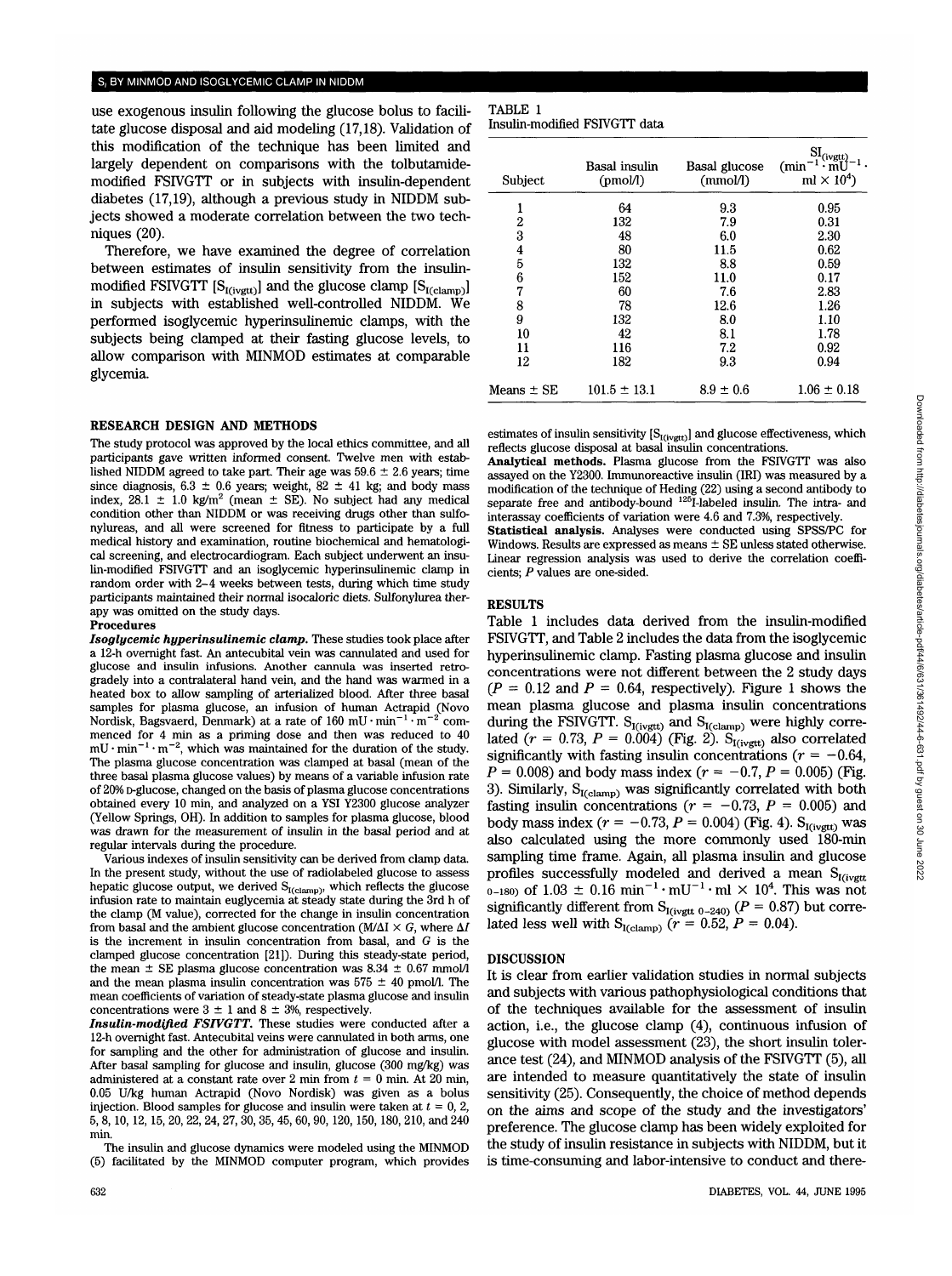use exogenous insulin following the glucose bolus to facilitate glucose disposal and aid modeling (17,18). Validation of this modification of the technique has been limited and largely dependent on comparisons with the tolbutamide-modified FSIVGTT or in subjects with insulin-dependent diabetes (17,19), although a previous study in NIDDM subjects showed a moderate correlation between the two techniques (20).

Therefore, we have examined the degree of correlation between estimates of insulin sensitivity from the insulin-modified FSIVGTT [$S_{I(ivgtt)}$] and the glucose clamp [$S_{I(clamp)}$] in subjects with established well-controlled NIDDM. We performed isoglycemic hyperinsulinemic clamps, with the subjects being clamped at their fasting glucose levels, to allow comparison with MINMOD estimates at comparable glycemia.

## RESEARCH DESIGN AND METHODS

The study protocol was approved by the local ethics committee, and all participants gave written informed consent. Twelve men with established NIDDM agreed to take part. Their age was 59.6 ± 2.6 years; time since diagnosis, 6.3 ± 0.6 years; weight, 82 ± 41 kg; and body mass index, 28.1 ± 1.0 kg/m$^2$ (mean ± SE). No subject had any medical condition other than NIDDM or was receiving drugs other than sulfonylureas, and all were screened for fitness to participate by a full medical history and examination, routine biochemical and hematological screening, and electrocardiogram. Each subject underwent an insulin-modified FSIVGTT and an isoglycemic hyperinsulinemic clamp in random order with 2–4 weeks between tests, during which time study participants maintained their normal isocaloric diets. Sulfonylurea therapy was omitted on the study days.

### Procedures

***Isoglycemic hyperinsulinemic clamp.*** These studies took place after a 12-h overnight fast. An antecubital vein was cannulated and used for glucose and insulin infusions. Another cannula was inserted retrogradely into a contralateral hand vein, and the hand was warmed in a heated box to allow sampling of arterialized blood. After three basal samples for plasma glucose, an infusion of human Actrapid (Novo Nordisk, Bagsvaerd, Denmark) at a rate of 160 $mU \cdot min^{-1} \cdot m^{-2}$ commenced for 4 min as a priming dose and then was reduced to 40 $mU \cdot min^{-1} \cdot m^{-2}$, which was maintained for the duration of the study. The plasma glucose concentration was clamped at basal (mean of the three basal plasma glucose values) by means of a variable infusion rate of 20% D-glucose, changed on the basis of plasma glucose concentrations obtained every 10 min, and analyzed on a YSI Y2300 glucose analyzer (Yellow Springs, OH). In addition to samples for plasma glucose, blood was drawn for the measurement of insulin in the basal period and at regular intervals during the procedure.

Various indexes of insulin sensitivity can be derived from clamp data. In the present study, without the use of radiolabeled glucose to assess hepatic glucose output, we derived $S_{I(clamp)}$, which reflects the glucose infusion rate to maintain euglycemia at steady state during the 3rd h of the clamp (M value), corrected for the change in insulin concentration from basal and the ambient glucose concentration ($M/\Delta I \times G$, where $\Delta I$ is the increment in insulin concentration from basal, and $G$ is the clamped glucose concentration [21]). During this steady-state period, the mean ± SE plasma glucose concentration was 8.34 ± 0.67 mmol/l and the mean plasma insulin concentration was 575 ± 40 pmol/l. The mean coefficients of variation of steady-state plasma glucose and insulin concentrations were 3 ± 1 and 8 ± 3%, respectively.

***Insulin-modified FSIVGTT.*** These studies were conducted after a 12-h overnight fast. Antecubital veins were cannulated in both arms, one for sampling and the other for administration of glucose and insulin. After basal sampling for glucose and insulin, glucose (300 mg/kg) was administered at a constant rate over 2 min from $t = 0$ min. At 20 min, 0.05 U/kg human Actrapid (Novo Nordisk) was given as a bolus injection. Blood samples for glucose and insulin were taken at $t = 0$, 2, 5, 8, 10, 12, 15, 20, 22, 24, 27, 30, 35, 45, 60, 90, 120, 150, 180, 210, and 240 min.

The insulin and glucose dynamics were modeled using the MINMOD (5) facilitated by the MINMOD computer program, which provides estimates of insulin sensitivity [$S_{I(ivgtt)}$] and glucose effectiveness, which reflects glucose disposal at basal insulin concentrations.

TABLE 1
Insulin-modified FSIVGTT data

| Subject | Basal insulin (pmol/l) | Basal glucose (mmol/l) | $SI_{(ivgtt)}$ ($min^{-1} \cdot mU^{-1} \cdot ml \times 10^4$) |
|---|---|---|---|
| 1 | 64 | 9.3 | 0.95 |
| 2 | 132 | 7.9 | 0.31 |
| 3 | 48 | 6.0 | 2.30 |
| 4 | 80 | 11.5 | 0.62 |
| 5 | 132 | 8.8 | 0.59 |
| 6 | 152 | 11.0 | 0.17 |
| 7 | 60 | 7.6 | 2.83 |
| 8 | 78 | 12.6 | 1.26 |
| 9 | 132 | 8.0 | 1.10 |
| 10 | 42 | 8.1 | 1.78 |
| 11 | 116 | 7.2 | 0.92 |
| 12 | 182 | 9.3 | 0.94 |
| Means ± SE | 101.5 ± 13.1 | 8.9 ± 0.6 | 1.06 ± 0.18 |

**Analytical methods.** Plasma glucose from the FSIVGTT was also assayed on the Y2300. Immunoreactive insulin (IRI) was measured by a modification of the technique of Heding (22) using a second antibody to separate free and antibody-bound $^{125}$I-labeled insulin. The intra- and interassay coefficients of variation were 4.6 and 7.3%, respectively.

**Statistical analysis.** Analyses were conducted using SPSS/PC for Windows. Results are expressed as means ± SE unless stated otherwise. Linear regression analysis was used to derive the correlation coefficients; $P$ values are one-sided.

## RESULTS

Table 1 includes data derived from the insulin-modified FSIVGTT, and Table 2 includes the data from the isoglycemic hyperinsulinemic clamp. Fasting plasma glucose and insulin concentrations were not different between the 2 study days ($P = 0.12$ and $P = 0.64$, respectively). Figure 1 shows the mean plasma glucose and plasma insulin concentrations during the FSIVGTT. $S_{I(ivgtt)}$ and $S_{I(clamp)}$ were highly correlated ($r = 0.73$, $P = 0.004$) (Fig. 2). $S_{I(ivgtt)}$ also correlated significantly with fasting insulin concentrations ($r = -0.64$, $P = 0.008$) and body mass index ($r = -0.7$, $P = 0.005$) (Fig. 3). Similarly, $S_{I(clamp)}$ was significantly correlated with both fasting insulin concentrations ($r = -0.73$, $P = 0.005$) and body mass index ($r = -0.73$, $P = 0.004$) (Fig. 4). $S_{I(ivgtt)}$ was also calculated using the more commonly used 180-min sampling time frame. Again, all plasma insulin and glucose profiles successfully modeled and derived a mean $S_{I(ivgtt\ 0\text{–}180)}$ of 1.03 ± 0.16 $min^{-1} \cdot mU^{-1} \cdot ml \times 10^4$. This was not significantly different from $S_{I(ivgtt\ 0\text{–}240)}$ ($P = 0.87$) but correlated less well with $S_{I(clamp)}$ ($r = 0.52$, $P = 0.04$).

## DISCUSSION

It is clear from earlier validation studies in normal subjects and subjects with various pathophysiological conditions that of the techniques available for the assessment of insulin action, i.e., the glucose clamp (4), continuous infusion of glucose with model assessment (23), the short insulin tolerance test (24), and MINMOD analysis of the FSIVGTT (5), all are intended to measure quantitatively the state of insulin sensitivity (25). Consequently, the choice of method depends on the aims and scope of the study and the investigators' preference. The glucose clamp has been widely exploited for the study of insulin resistance in subjects with NIDDM, but it is time-consuming and labor-intensive to conduct and there-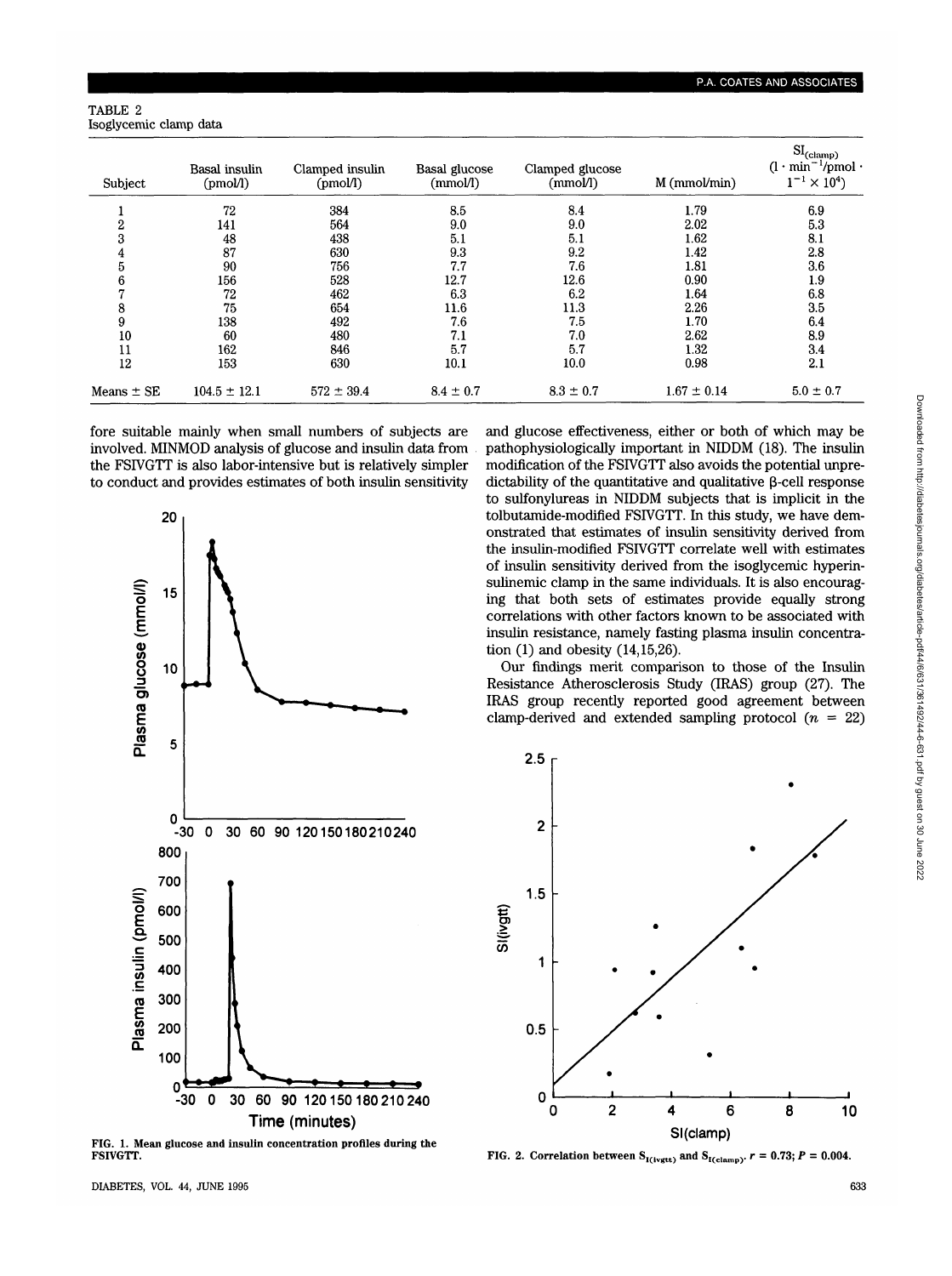TABLE 2
Isoglycemic clamp data

| Subject | Basal insulin (pmol/l) | Clamped insulin (pmol/l) | Basal glucose (mmol/l) | Clamped glucose (mmol/l) | M (mmol/min) | $SI_{(clamp)}$ ($l \cdot min^{-1}/pmol \cdot l^{-1} \times 10^4$) |
|---|---|---|---|---|---|---|
| 1 | 72 | 384 | 8.5 | 8.4 | 1.79 | 6.9 |
| 2 | 141 | 564 | 9.0 | 9.0 | 2.02 | 5.3 |
| 3 | 48 | 438 | 5.1 | 5.1 | 1.62 | 8.1 |
| 4 | 87 | 630 | 9.3 | 9.2 | 1.42 | 2.8 |
| 5 | 90 | 756 | 7.7 | 7.6 | 1.81 | 3.6 |
| 6 | 156 | 528 | 12.7 | 12.6 | 0.90 | 1.9 |
| 7 | 72 | 462 | 6.3 | 6.2 | 1.64 | 6.8 |
| 8 | 75 | 654 | 11.6 | 11.3 | 2.26 | 3.5 |
| 9 | 138 | 492 | 7.6 | 7.5 | 1.70 | 6.4 |
| 10 | 60 | 480 | 7.1 | 7.0 | 2.62 | 8.9 |
| 11 | 162 | 846 | 5.7 | 5.7 | 1.32 | 3.4 |
| 12 | 153 | 630 | 10.1 | 10.0 | 0.98 | 2.1 |
| Means ± SE | 104.5 ± 12.1 | 572 ± 39.4 | 8.4 ± 0.7 | 8.3 ± 0.7 | 1.67 ± 0.14 | 5.0 ± 0.7 |

fore suitable mainly when small numbers of subjects are involved. MINMOD analysis of glucose and insulin data from the FSIVGTT is also labor-intensive but is relatively simpler to conduct and provides estimates of both insulin sensitivity and glucose effectiveness, either or both of which may be pathophysiologically important in NIDDM (18). The insulin modification of the FSIVGTT also avoids the potential unpredictability of the quantitative and qualitative β-cell response to sulfonylureas in NIDDM subjects that is implicit in the tolbutamide-modified FSIVGTT. In this study, we have demonstrated that estimates of insulin sensitivity derived from the insulin-modified FSIVGTT correlate well with estimates of insulin sensitivity derived from the isoglycemic hyperinsulinemic clamp in the same individuals. It is also encouraging that both sets of estimates provide equally strong correlations with other factors known to be associated with insulin resistance, namely fasting plasma insulin concentration (1) and obesity (14,15,26).

Our findings merit comparison to those of the Insulin Resistance Atherosclerosis Study (IRAS) group (27). The IRAS group recently reported good agreement between clamp-derived and extended sampling protocol ($n$ = 22)

Plasma glucose (mmol/l)
20
15
10
5
0
-30 0 30 60 90 120 150 180 210 240

Plasma insulin (pmol/l)
800
700
600
500
400
300
200
100
0
-30 0 30 60 90 120 150 180 210 240
Time (minutes)

FIG. 1. Mean glucose and insulin concentration profiles during the FSIVGTT.

SI(ivgtt)
2.5
2
1.5
1
0.5
0
0 2 4 6 8 10
SI(clamp)

FIG. 2. Correlation between $S_{I(ivgtt)}$ and $S_{I(clamp)}$. $r$ = 0.73; $P$ = 0.004.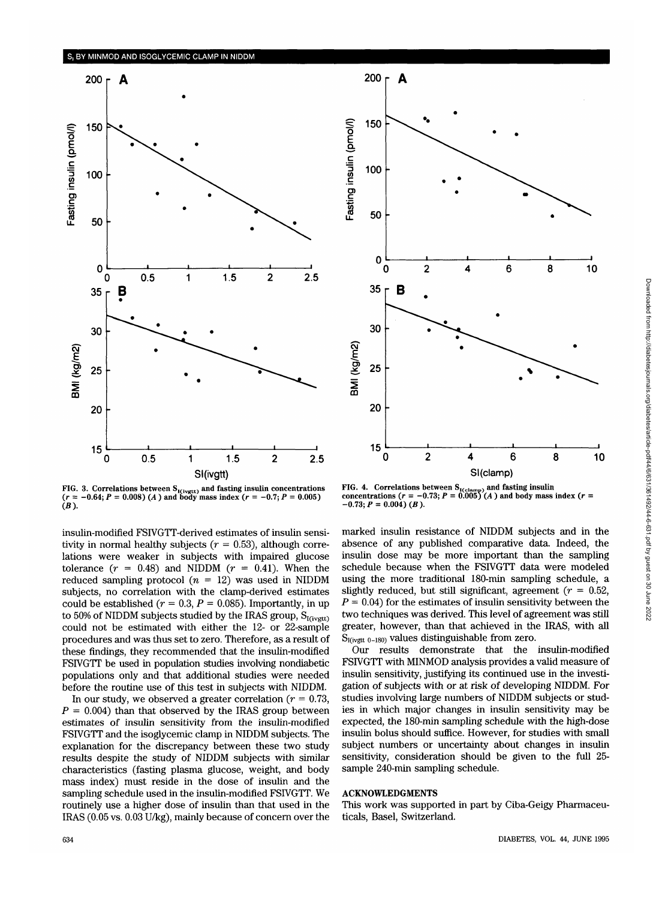200 A

Fasting insulin (pmol/l)

150

100

50

0

0 0.5 1 1.5 2 2.5

35 B

30

BMI (kg/m2)

25

20

15

0 0.5 1 1.5 2 2.5

SI(ivgtt)

FIG. 3. Correlations between $S_{I(ivgtt)}$ and fasting insulin concentrations ($r = -0.64$; $P = 0.008$) (*A*) and body mass index ($r = -0.7$; $P = 0.005$) (*B*).

200 A

Fasting insulin (pmol/l)

150

100

50

0

0 2 4 6 8 10

35 B

30

BMI (kg/m2)

25

20

15

0 2 4 6 8 10

SI(clamp)

FIG. 4. Correlations between $S_{I(clamp)}$ and fasting insulin concentrations ($r = -0.73$; $P = 0.005$) (*A*) and body mass index ($r = -0.73$; $P = 0.004$) (*B*).

insulin-modified FSIVGTT-derived estimates of insulin sensitivity in normal healthy subjects ($r = 0.53$), although correlations were weaker in subjects with impaired glucose tolerance ($r = 0.48$) and NIDDM ($r = 0.41$). When the reduced sampling protocol ($n = 12$) was used in NIDDM subjects, no correlation with the clamp-derived estimates could be established ($r = 0.3$, $P = 0.085$). Importantly, in up to 50% of NIDDM subjects studied by the IRAS group, $S_{I(ivgtt)}$ could not be estimated with either the 12- or 22-sample procedures and was thus set to zero. Therefore, as a result of these findings, they recommended that the insulin-modified FSIVGTT be used in population studies involving nondiabetic populations only and that additional studies were needed before the routine use of this test in subjects with NIDDM.

In our study, we observed a greater correlation ($r = 0.73$, $P = 0.004$) than that observed by the IRAS group between estimates of insulin sensitivity from the insulin-modified FSIVGTT and the isoglycemic clamp in NIDDM subjects. The explanation for the discrepancy between these two study results despite the study of NIDDM subjects with similar characteristics (fasting plasma glucose, weight, and body mass index) must reside in the dose of insulin and the sampling schedule used in the insulin-modified FSIVGTT. We routinely use a higher dose of insulin than that used in the IRAS (0.05 vs. 0.03 U/kg), mainly because of concern over the marked insulin resistance of NIDDM subjects and in the absence of any published comparative data. Indeed, the insulin dose may be more important than the sampling schedule because when the FSIVGTT data were modeled using the more traditional 180-min sampling schedule, a slightly reduced, but still significant, agreement ($r = 0.52$, $P = 0.04$) for the estimates of insulin sensitivity between the two techniques was derived. This level of agreement was still greater, however, than that achieved in the IRAS, with all $S_{I(ivgtt\ 0-180)}$ values distinguishable from zero.

Our results demonstrate that the insulin-modified FSIVGTT with MINMOD analysis provides a valid measure of insulin sensitivity, justifying its continued use in the investigation of subjects with or at risk of developing NIDDM. For studies involving large numbers of NIDDM subjects or studies in which major changes in insulin sensitivity may be expected, the 180-min sampling schedule with the high-dose insulin bolus should suffice. However, for studies with small subject numbers or uncertainty about changes in insulin sensitivity, consideration should be given to the full 25-sample 240-min sampling schedule.

## ACKNOWLEDGMENTS

This work was supported in part by Ciba-Geigy Pharmaceuticals, Basel, Switzerland.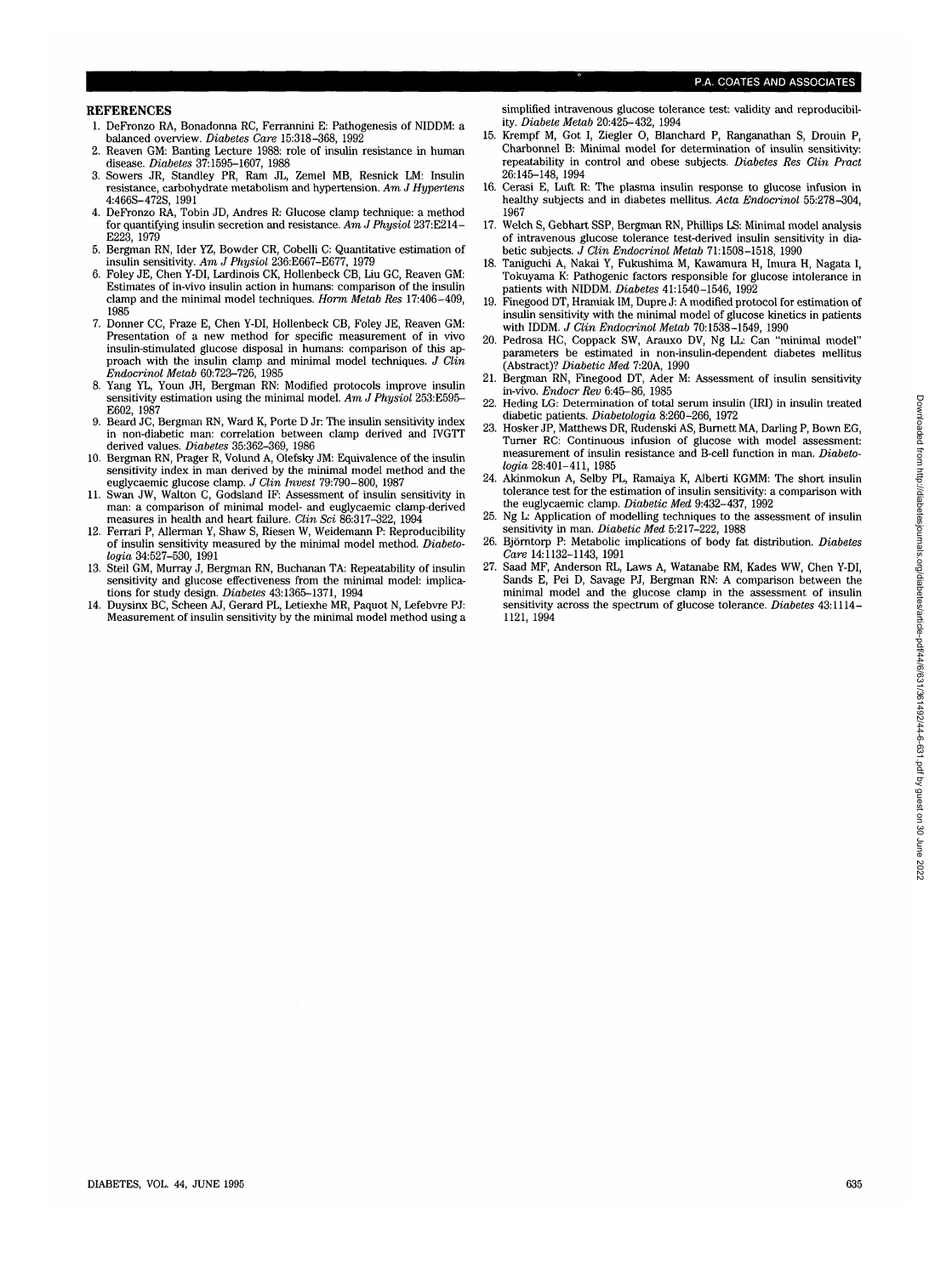## REFERENCES

1. DeFronzo RA, Bonadonna RC, Ferrannini E: Pathogenesis of NIDDM: a balanced overview. *Diabetes Care* 15:318–368, 1992
2. Reaven GM: Banting Lecture 1988: role of insulin resistance in human disease. *Diabetes* 37:1595–1607, 1988
3. Sowers JR, Standley PR, Ram JL, Zemel MB, Resnick LM: Insulin resistance, carbohydrate metabolism and hypertension. *Am J Hypertens* 4:466S–472S, 1991
4. DeFronzo RA, Tobin JD, Andres R: Glucose clamp technique: a method for quantifying insulin secretion and resistance. *Am J Physiol* 237:E214–E223, 1979
5. Bergman RN, Ider YZ, Bowder CR, Cobelli C: Quantitative estimation of insulin sensitivity. *Am J Physiol* 236:E667–E677, 1979
6. Foley JE, Chen Y-DI, Lardinois CK, Hollenbeck CB, Liu GC, Reaven GM: Estimates of in-vivo insulin action in humans: comparison of the insulin clamp and the minimal model techniques. *Horm Metab Res* 17:406–409, 1985
7. Donner CC, Fraze E, Chen Y-DI, Hollenbeck CB, Foley JE, Reaven GM: Presentation of a new method for specific measurement of in vivo insulin-stimulated glucose disposal in humans: comparison of this approach with the insulin clamp and minimal model techniques. *J Clin Endocrinol Metab* 60:723–726, 1985
8. Yang YL, Youn JH, Bergman RN: Modified protocols improve insulin sensitivity estimation using the minimal model. *Am J Physiol* 253:E595–E602, 1987
9. Beard JC, Bergman RN, Ward K, Porte D Jr: The insulin sensitivity index in non-diabetic man: correlation between clamp derived and IVGTT derived values. *Diabetes* 35:362–369, 1986
10. Bergman RN, Prager R, Volund A, Olefsky JM: Equivalence of the insulin sensitivity index in man derived by the minimal model method and the euglycaemic glucose clamp. *J Clin Invest* 79:790–800, 1987
11. Swan JW, Walton C, Godsland IF: Assessment of insulin sensitivity in man: a comparison of minimal model- and euglycaemic clamp-derived measures in health and heart failure. *Clin Sci* 86:317–322, 1994
12. Ferrari P, Allerman Y, Shaw S, Riesen W, Weidemann P: Reproducibility of insulin sensitivity measured by the minimal model method. *Diabetologia* 34:527–530, 1991
13. Steil GM, Murray J, Bergman RN, Buchanan TA: Repeatability of insulin sensitivity and glucose effectiveness from the minimal model: implications for study design. *Diabetes* 43:1365–1371, 1994
14. Duysinx BC, Scheen AJ, Gerard PL, Letiexhe MR, Paquot N, Lefebvre PJ: Measurement of insulin sensitivity by the minimal model method using a simplified intravenous glucose tolerance test: validity and reproducibility. *Diabete Metab* 20:425–432, 1994
15. Krempf M, Got I, Ziegler O, Blanchard P, Ranganathan S, Drouin P, Charbonnel B: Minimal model for determination of insulin sensitivity: repeatability in control and obese subjects. *Diabetes Res Clin Pract* 26:145–148, 1994
16. Cerasi E, Luft R: The plasma insulin response to glucose infusion in healthy subjects and in diabetes mellitus. *Acta Endocrinol* 55:278–304, 1967
17. Welch S, Gebhart SSP, Bergman RN, Phillips LS: Minimal model analysis of intravenous glucose tolerance test-derived insulin sensitivity in diabetic subjects. *J Clin Endocrinol Metab* 71:1508–1518, 1990
18. Taniguchi A, Nakai Y, Fukushima M, Kawamura H, Imura H, Nagata I, Tokuyama K: Pathogenic factors responsible for glucose intolerance in patients with NIDDM. *Diabetes* 41:1540–1546, 1992
19. Finegood DT, Hramiak IM, Dupre J: A modified protocol for estimation of insulin sensitivity with the minimal model of glucose kinetics in patients with IDDM. *J Clin Endocrinol Metab* 70:1538–1549, 1990
20. Pedrosa HC, Coppack SW, Arauxo DV, Ng LL: Can "minimal model" parameters be estimated in non-insulin-dependent diabetes mellitus (Abstract)? *Diabetic Med* 7:20A, 1990
21. Bergman RN, Finegood DT, Ader M: Assessment of insulin sensitivity in-vivo. *Endocr Rev* 6:45–86, 1985
22. Heding LG: Determination of total serum insulin (IRI) in insulin treated diabetic patients. *Diabetologia* 8:260–266, 1972
23. Hosker JP, Matthews DR, Rudenski AS, Burnett MA, Darling P, Bown EG, Turner RC: Continuous infusion of glucose with model assessment: measurement of insulin resistance and B-cell function in man. *Diabetologia* 28:401–411, 1985
24. Akinmokun A, Selby PL, Ramaiya K, Alberti KGMM: The short insulin tolerance test for the estimation of insulin sensitivity: a comparison with the euglycaemic clamp. *Diabetic Med* 9:432–437, 1992
25. Ng L: Application of modelling techniques to the assessment of insulin sensitivity in man. *Diabetic Med* 5:217–222, 1988
26. Björntorp P: Metabolic implications of body fat distribution. *Diabetes Care* 14:1132–1143, 1991
27. Saad MF, Anderson RL, Laws A, Watanabe RM, Kades WW, Chen Y-DI, Sands E, Pei D, Savage PJ, Bergman RN: A comparison between the minimal model and the glucose clamp in the assessment of insulin sensitivity across the spectrum of glucose tolerance. *Diabetes* 43:1114–1121, 1994